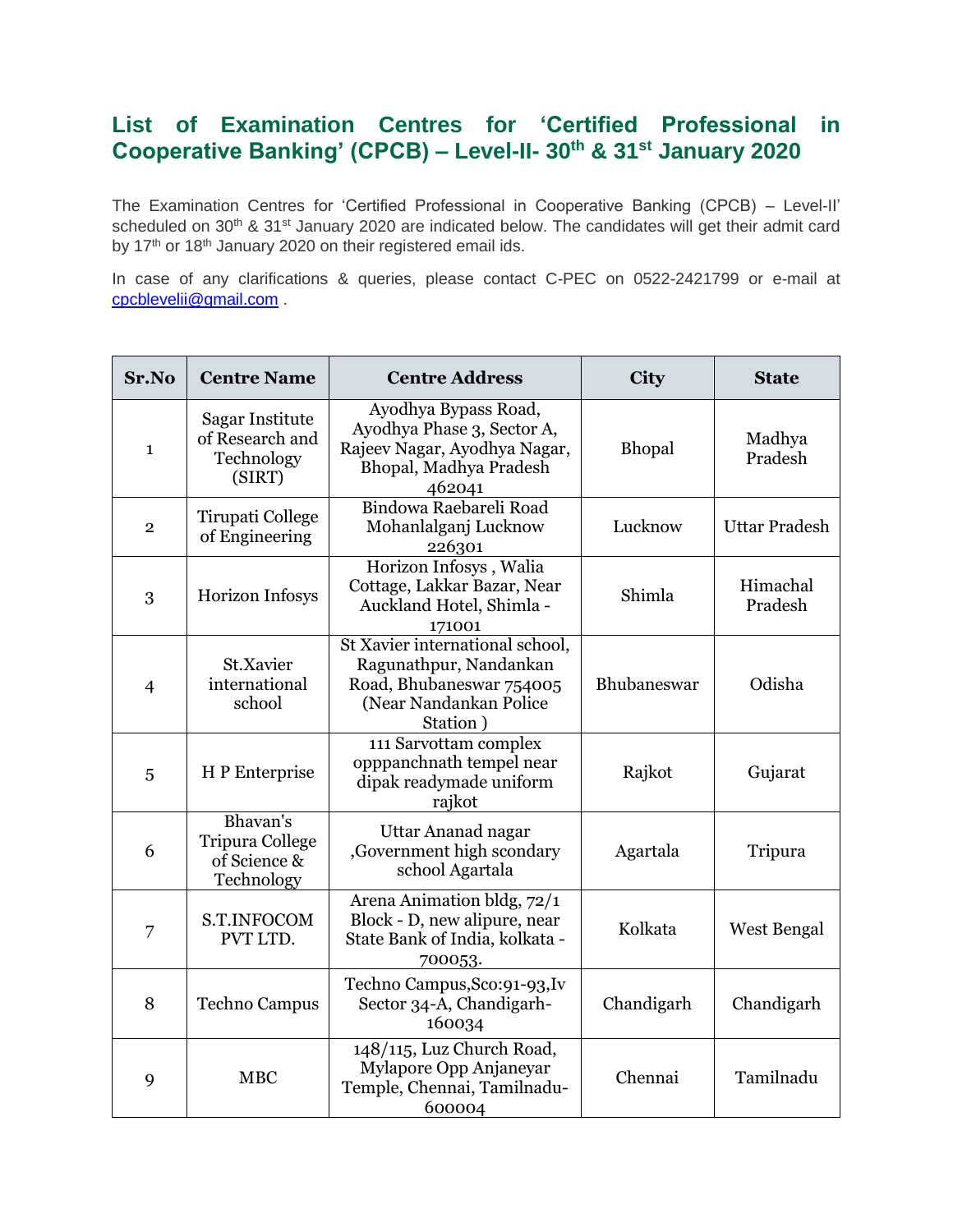# List of Examination Centres for 'Certified Professional in Cooperative Banking' (CPCB) – Level-II- 30th & 31st January 2020

The Examination Centres for 'Certified Professional in Cooperative Banking (CPCB) – Level-II' scheduled on 30th & 31st January 2020 are indicated below. The candidates will get their admit card by 17th or 18th January 2020 on their registered email ids.

In case of any clarifications & queries, please contact C-PEC on 0522-2421799 or e-mail at cpcblevelii@gmail.com .

| Sr.No | Centre Name | Centre Address | City | State |
|---|---|---|---|---|
| 1 | Sagar Institute of Research and Technology (SIRT) | Ayodhya Bypass Road, Ayodhya Phase 3, Sector A, Rajeev Nagar, Ayodhya Nagar, Bhopal, Madhya Pradesh 462041 | Bhopal | Madhya Pradesh |
| 2 | Tirupati College of Engineering | Bindowa Raebareli Road Mohanlalganj Lucknow 226301 | Lucknow | Uttar Pradesh |
| 3 | Horizon Infosys | Horizon Infosys , Walia Cottage, Lakkar Bazar, Near Auckland Hotel, Shimla - 171001 | Shimla | Himachal Pradesh |
| 4 | St.Xavier international school | St Xavier international school, Ragunathpur, Nandankan Road, Bhubaneswar 754005 (Near Nandankan Police Station ) | Bhubaneswar | Odisha |
| 5 | H P Enterprise | 111 Sarvottam complex opppanchnath tempel near dipak readymade uniform rajkot | Rajkot | Gujarat |
| 6 | Bhavan's Tripura College of Science & Technology | Uttar Ananad nagar ,Government high scondary school Agartala | Agartala | Tripura |
| 7 | S.T.INFOCOM PVT LTD. | Arena Animation bldg, 72/1 Block - D, new alipure, near State Bank of India, kolkata - 700053. | Kolkata | West Bengal |
| 8 | Techno Campus | Techno Campus,Sco:91-93,Iv Sector 34-A, Chandigarh-160034 | Chandigarh | Chandigarh |
| 9 | MBC | 148/115, Luz Church Road, Mylapore Opp Anjaneyar Temple, Chennai, Tamilnadu-600004 | Chennai | Tamilnadu |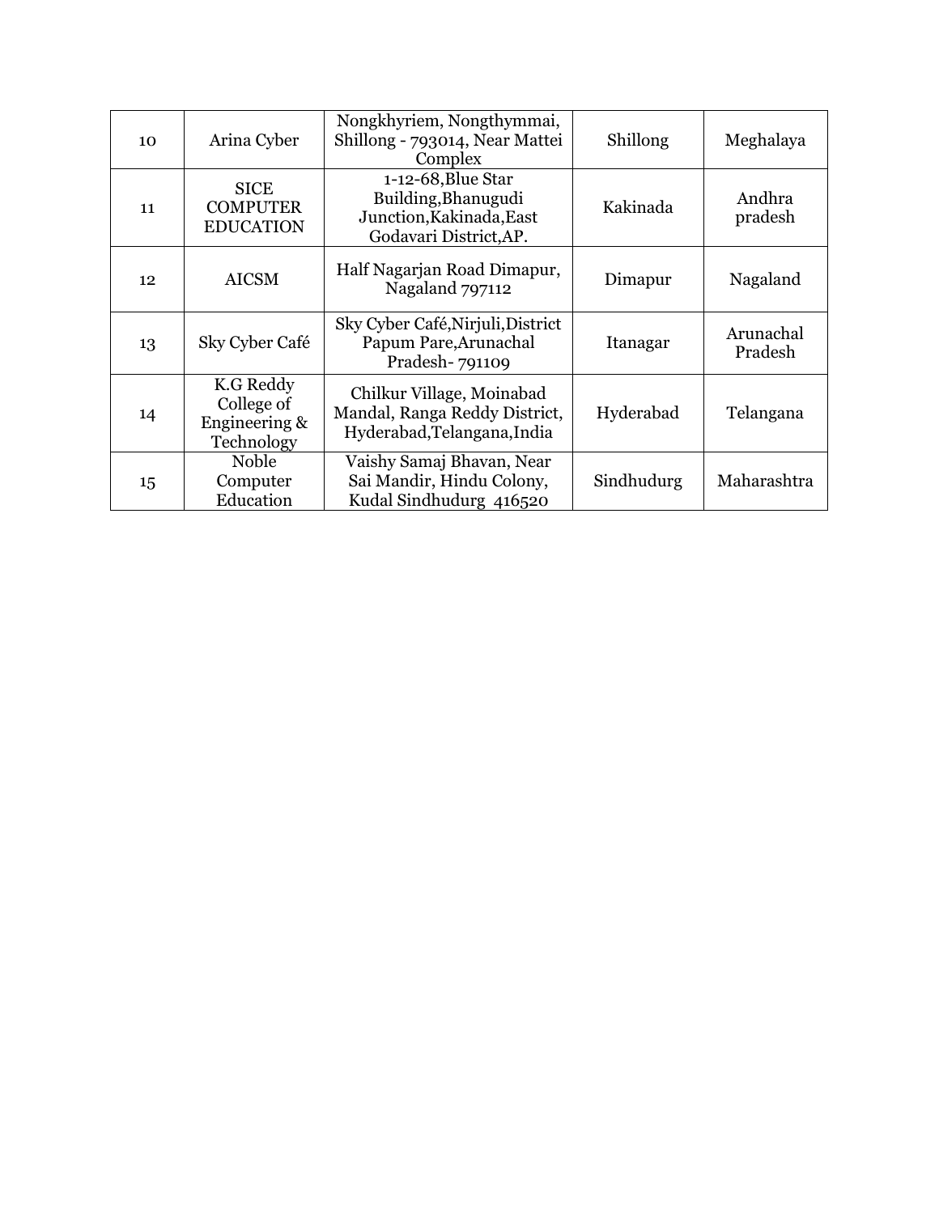| | | | | |
|---|---|---|---|---|
| 10 | Arina Cyber | Nongkhyriem, Nongthymmai, Shillong - 793014, Near Mattei Complex | Shillong | Meghalaya |
| 11 | SICE COMPUTER EDUCATION | 1-12-68,Blue Star Building,Bhanugudi Junction,Kakinada,East Godavari District,AP. | Kakinada | Andhra pradesh |
| 12 | AICSM | Half Nagarjan Road Dimapur, Nagaland 797112 | Dimapur | Nagaland |
| 13 | Sky Cyber Café | Sky Cyber Café,Nirjuli,District Papum Pare,Arunachal Pradesh- 791109 | Itanagar | Arunachal Pradesh |
| 14 | K.G Reddy College of Engineering & Technology | Chilkur Village, Moinabad Mandal, Ranga Reddy District, Hyderabad,Telangana,India | Hyderabad | Telangana |
| 15 | Noble Computer Education | Vaishy Samaj Bhavan, Near Sai Mandir, Hindu Colony, Kudal Sindhudurg 416520 | Sindhudurg | Maharashtra |